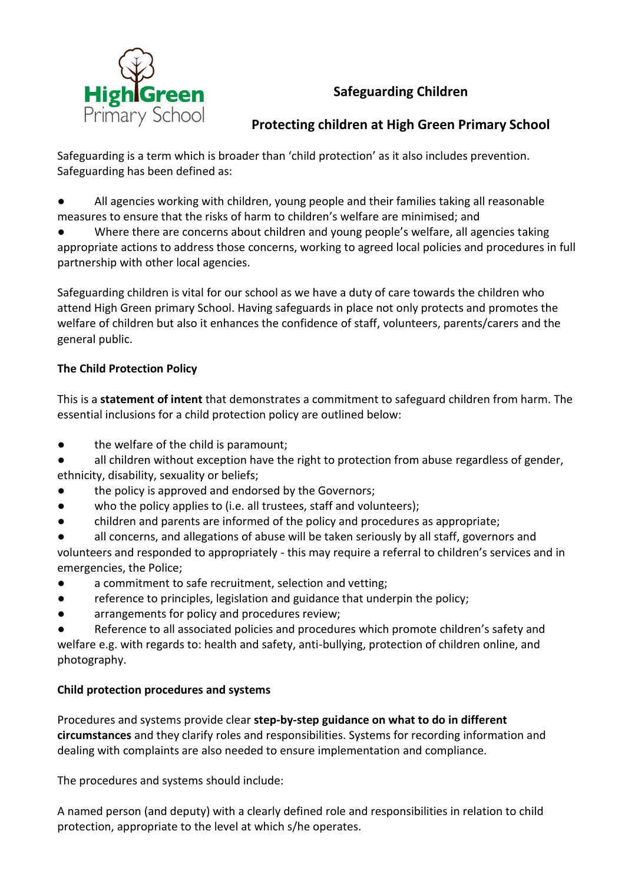## Safeguarding Children

## Protecting children at High Green Primary School

Safeguarding is a term which is broader than 'child protection' as it also includes prevention. Safeguarding has been defined as:

- All agencies working with children, young people and their families taking all reasonable measures to ensure that the risks of harm to children's welfare are minimised; and
- Where there are concerns about children and young people's welfare, all agencies taking appropriate actions to address those concerns, working to agreed local policies and procedures in full partnership with other local agencies.

Safeguarding children is vital for our school as we have a duty of care towards the children who attend High Green primary School. Having safeguards in place not only protects and promotes the welfare of children but also it enhances the confidence of staff, volunteers, parents/carers and the general public.

**The Child Protection Policy**

This is a **statement of intent** that demonstrates a commitment to safeguard children from harm. The essential inclusions for a child protection policy are outlined below:

- the welfare of the child is paramount;
- all children without exception have the right to protection from abuse regardless of gender, ethnicity, disability, sexuality or beliefs;
- the policy is approved and endorsed by the Governors;
- who the policy applies to (i.e. all trustees, staff and volunteers);
- children and parents are informed of the policy and procedures as appropriate;
- all concerns, and allegations of abuse will be taken seriously by all staff, governors and volunteers and responded to appropriately - this may require a referral to children's services and in emergencies, the Police;
- a commitment to safe recruitment, selection and vetting;
- reference to principles, legislation and guidance that underpin the policy;
- arrangements for policy and procedures review;
- Reference to all associated policies and procedures which promote children's safety and welfare e.g. with regards to: health and safety, anti-bullying, protection of children online, and photography.

**Child protection procedures and systems**

Procedures and systems provide clear **step-by-step guidance on what to do in different circumstances** and they clarify roles and responsibilities. Systems for recording information and dealing with complaints are also needed to ensure implementation and compliance.

The procedures and systems should include:

A named person (and deputy) with a clearly defined role and responsibilities in relation to child protection, appropriate to the level at which s/he operates.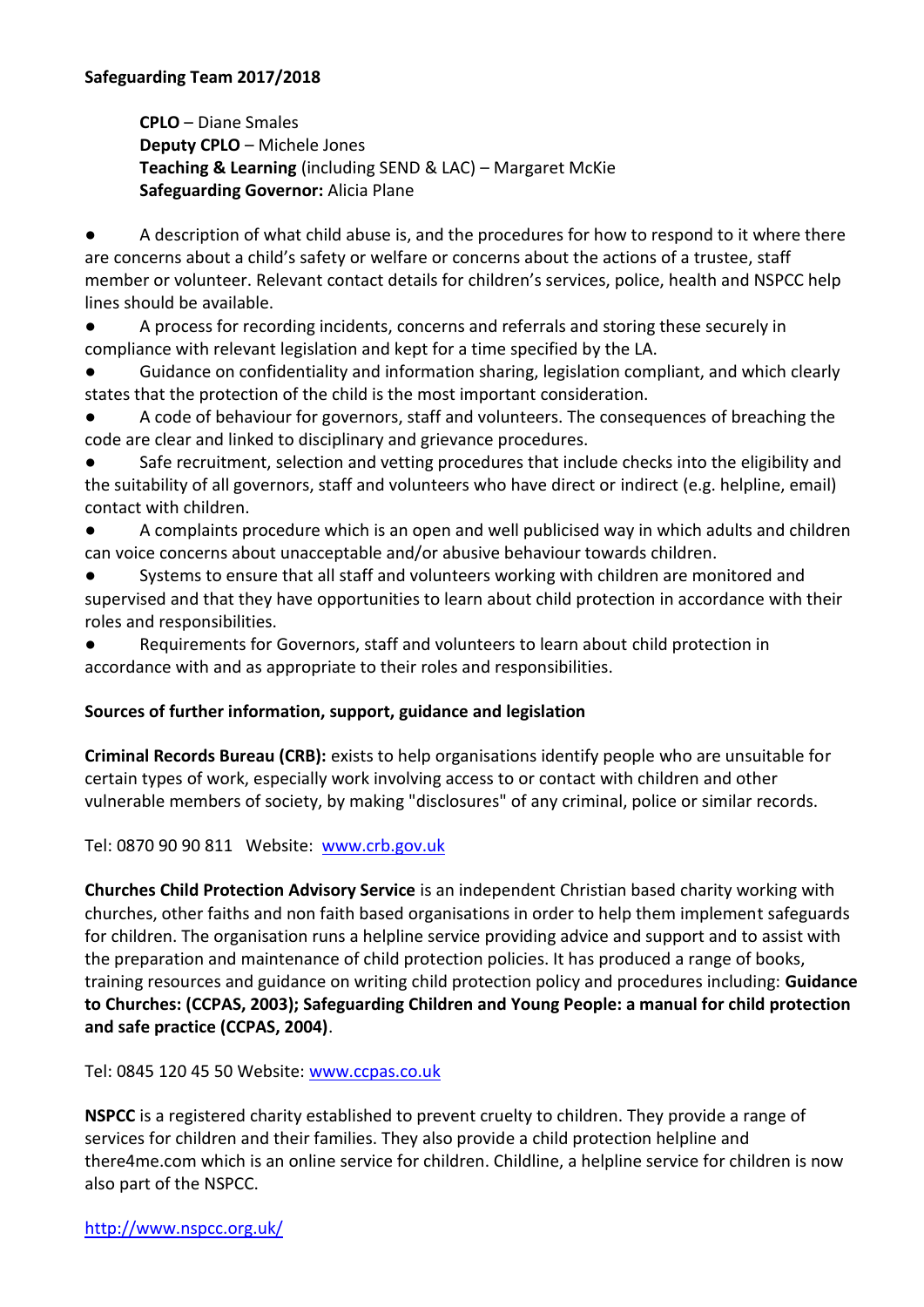**Safeguarding Team 2017/2018**

**CPLO** – Diane Smales
**Deputy CPLO** – Michele Jones
**Teaching & Learning** (including SEND & LAC) – Margaret McKie
**Safeguarding Governor:** Alicia Plane

- A description of what child abuse is, and the procedures for how to respond to it where there are concerns about a child's safety or welfare or concerns about the actions of a trustee, staff member or volunteer. Relevant contact details for children's services, police, health and NSPCC help lines should be available.
- A process for recording incidents, concerns and referrals and storing these securely in compliance with relevant legislation and kept for a time specified by the LA.
- Guidance on confidentiality and information sharing, legislation compliant, and which clearly states that the protection of the child is the most important consideration.
- A code of behaviour for governors, staff and volunteers. The consequences of breaching the code are clear and linked to disciplinary and grievance procedures.
- Safe recruitment, selection and vetting procedures that include checks into the eligibility and the suitability of all governors, staff and volunteers who have direct or indirect (e.g. helpline, email) contact with children.
- A complaints procedure which is an open and well publicised way in which adults and children can voice concerns about unacceptable and/or abusive behaviour towards children.
- Systems to ensure that all staff and volunteers working with children are monitored and supervised and that they have opportunities to learn about child protection in accordance with their roles and responsibilities.
- Requirements for Governors, staff and volunteers to learn about child protection in accordance with and as appropriate to their roles and responsibilities.

**Sources of further information, support, guidance and legislation**

**Criminal Records Bureau (CRB):** exists to help organisations identify people who are unsuitable for certain types of work, especially work involving access to or contact with children and other vulnerable members of society, by making "disclosures" of any criminal, police or similar records.

Tel: 0870 90 90 811 Website: www.crb.gov.uk

**Churches Child Protection Advisory Service** is an independent Christian based charity working with churches, other faiths and non faith based organisations in order to help them implement safeguards for children. The organisation runs a helpline service providing advice and support and to assist with the preparation and maintenance of child protection policies. It has produced a range of books, training resources and guidance on writing child protection policy and procedures including: **Guidance to Churches: (CCPAS, 2003); Safeguarding Children and Young People: a manual for child protection and safe practice (CCPAS, 2004)**.

Tel: 0845 120 45 50 Website: www.ccpas.co.uk

**NSPCC** is a registered charity established to prevent cruelty to children. They provide a range of services for children and their families. They also provide a child protection helpline and there4me.com which is an online service for children. Childline, a helpline service for children is now also part of the NSPCC.

http://www.nspcc.org.uk/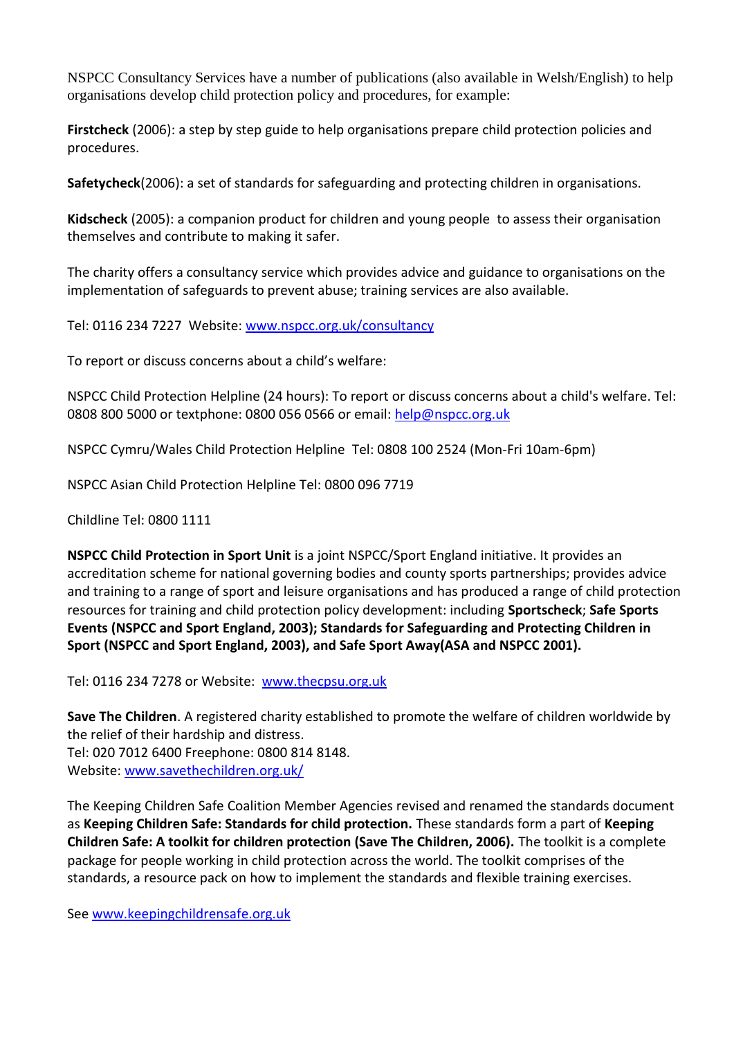NSPCC Consultancy Services have a number of publications (also available in Welsh/English) to help organisations develop child protection policy and procedures, for example:

**Firstcheck** (2006): a step by step guide to help organisations prepare child protection policies and procedures.

**Safetycheck**(2006): a set of standards for safeguarding and protecting children in organisations.

**Kidscheck** (2005): a companion product for children and young people to assess their organisation themselves and contribute to making it safer.

The charity offers a consultancy service which provides advice and guidance to organisations on the implementation of safeguards to prevent abuse; training services are also available.

Tel: 0116 234 7227 Website: [www.nspcc.org.uk/consultancy](www.nspcc.org.uk/consultancy)

To report or discuss concerns about a child's welfare:

NSPCC Child Protection Helpline (24 hours): To report or discuss concerns about a child's welfare. Tel: 0808 800 5000 or textphone: 0800 056 0566 or email: [help@nspcc.org.uk](mailto:help@nspcc.org.uk)

NSPCC Cymru/Wales Child Protection Helpline Tel: 0808 100 2524 (Mon-Fri 10am-6pm)

NSPCC Asian Child Protection Helpline Tel: 0800 096 7719

Childline Tel: 0800 1111

**NSPCC Child Protection in Sport Unit** is a joint NSPCC/Sport England initiative. It provides an accreditation scheme for national governing bodies and county sports partnerships; provides advice and training to a range of sport and leisure organisations and has produced a range of child protection resources for training and child protection policy development: including **Sportscheck**; **Safe Sports Events (NSPCC and Sport England, 2003); Standards for Safeguarding and Protecting Children in Sport (NSPCC and Sport England, 2003), and Safe Sport Away(ASA and NSPCC 2001).**

Tel: 0116 234 7278 or Website: [www.thecpsu.org.uk](www.thecpsu.org.uk)

**Save The Children**. A registered charity established to promote the welfare of children worldwide by the relief of their hardship and distress.
Tel: 020 7012 6400 Freephone: 0800 814 8148.
Website: [www.savethechildren.org.uk/](www.savethechildren.org.uk/)

The Keeping Children Safe Coalition Member Agencies revised and renamed the standards document as **Keeping Children Safe: Standards for child protection.** These standards form a part of **Keeping Children Safe: A toolkit for children protection (Save The Children, 2006).** The toolkit is a complete package for people working in child protection across the world. The toolkit comprises of the standards, a resource pack on how to implement the standards and flexible training exercises.

See [www.keepingchildrensafe.org.uk](www.keepingchildrensafe.org.uk)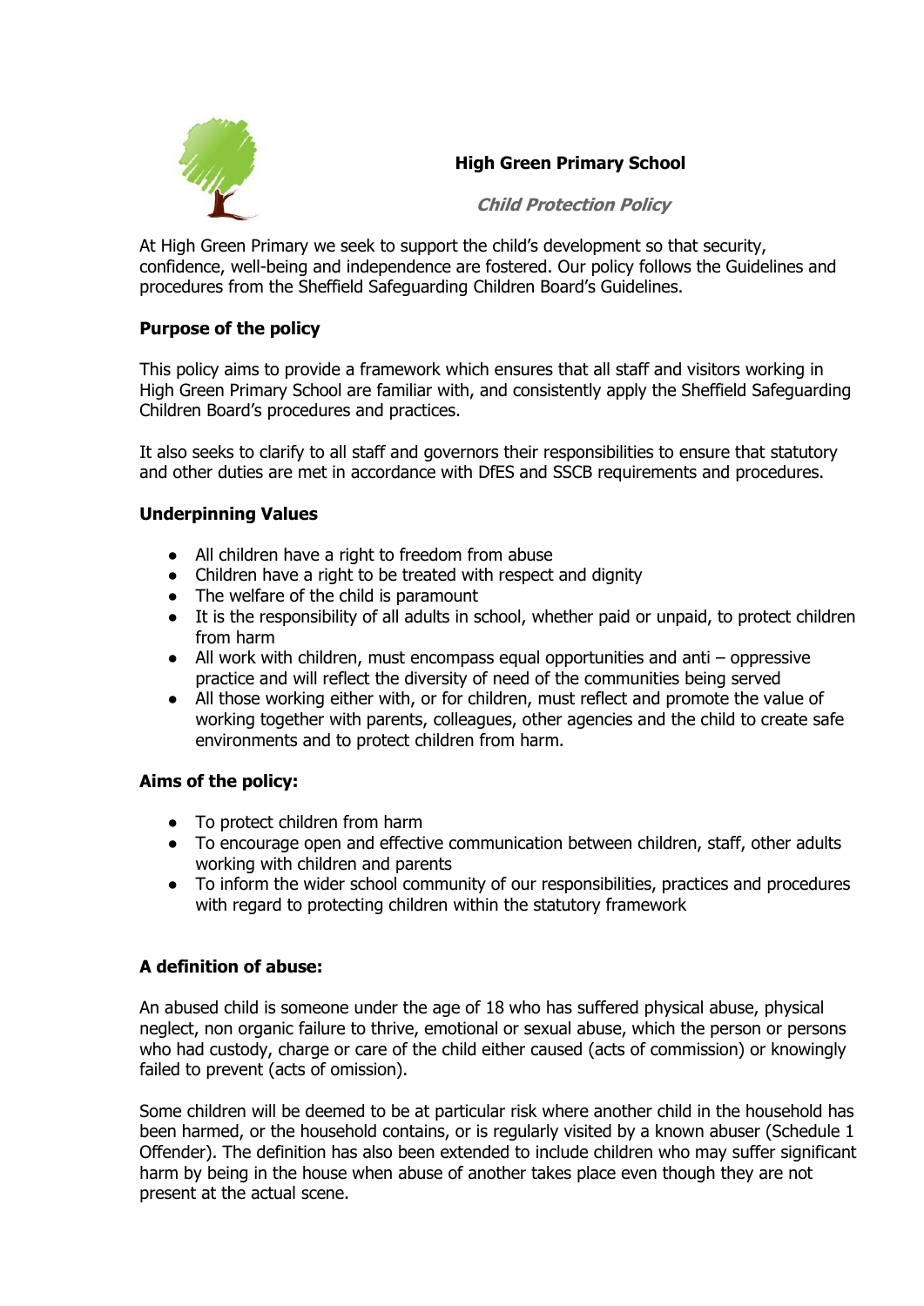## High Green Primary School

### *Child Protection Policy*

At High Green Primary we seek to support the child's development so that security, confidence, well-being and independence are fostered. Our policy follows the Guidelines and procedures from the Sheffield Safeguarding Children Board's Guidelines.

**Purpose of the policy**

This policy aims to provide a framework which ensures that all staff and visitors working in High Green Primary School are familiar with, and consistently apply the Sheffield Safeguarding Children Board's procedures and practices.

It also seeks to clarify to all staff and governors their responsibilities to ensure that statutory and other duties are met in accordance with DfES and SSCB requirements and procedures.

**Underpinning Values**

- All children have a right to freedom from abuse
- Children have a right to be treated with respect and dignity
- The welfare of the child is paramount
- It is the responsibility of all adults in school, whether paid or unpaid, to protect children from harm
- All work with children, must encompass equal opportunities and anti – oppressive practice and will reflect the diversity of need of the communities being served
- All those working either with, or for children, must reflect and promote the value of working together with parents, colleagues, other agencies and the child to create safe environments and to protect children from harm.

**Aims of the policy:**

- To protect children from harm
- To encourage open and effective communication between children, staff, other adults working with children and parents
- To inform the wider school community of our responsibilities, practices and procedures with regard to protecting children within the statutory framework

**A definition of abuse:**

An abused child is someone under the age of 18 who has suffered physical abuse, physical neglect, non organic failure to thrive, emotional or sexual abuse, which the person or persons who had custody, charge or care of the child either caused (acts of commission) or knowingly failed to prevent (acts of omission).

Some children will be deemed to be at particular risk where another child in the household has been harmed, or the household contains, or is regularly visited by a known abuser (Schedule 1 Offender). The definition has also been extended to include children who may suffer significant harm by being in the house when abuse of another takes place even though they are not present at the actual scene.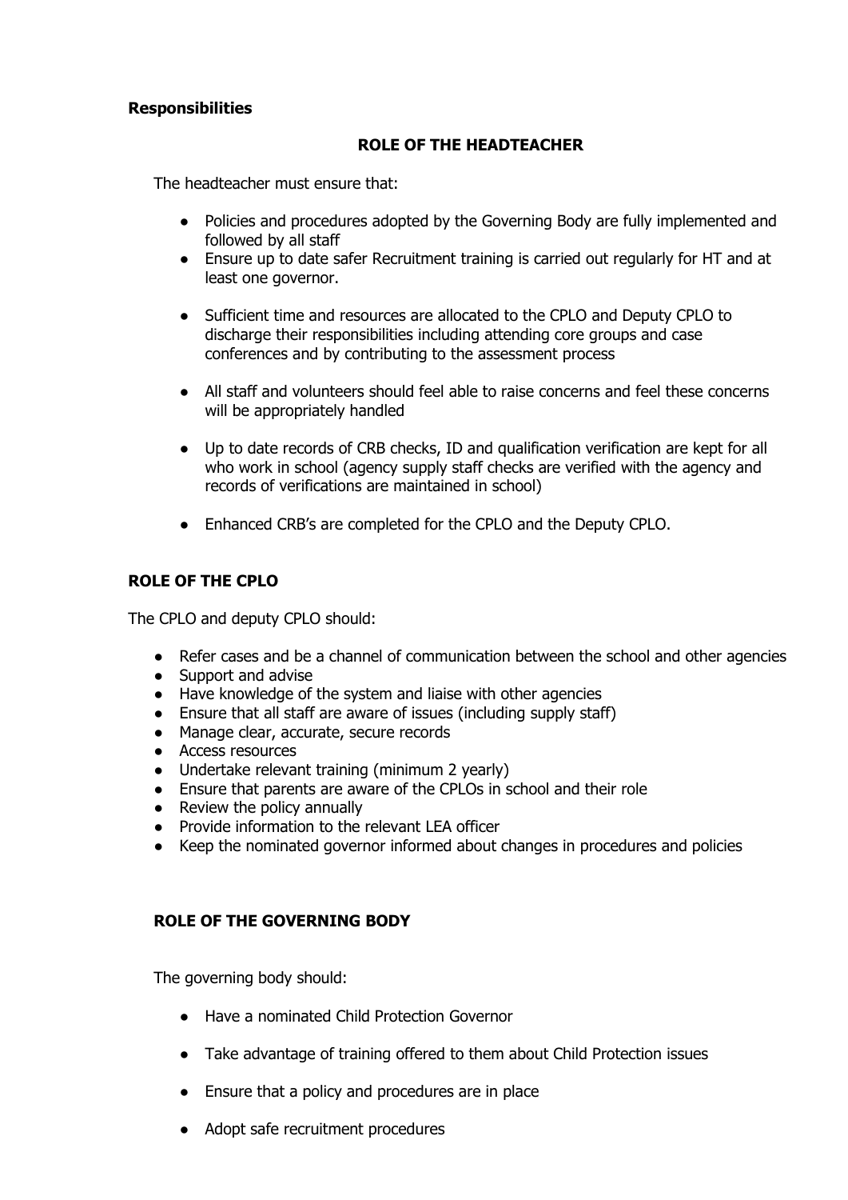**Responsibilities**

## ROLE OF THE HEADTEACHER

The headteacher must ensure that:

- Policies and procedures adopted by the Governing Body are fully implemented and followed by all staff
- Ensure up to date safer Recruitment training is carried out regularly for HT and at least one governor.
- Sufficient time and resources are allocated to the CPLO and Deputy CPLO to discharge their responsibilities including attending core groups and case conferences and by contributing to the assessment process
- All staff and volunteers should feel able to raise concerns and feel these concerns will be appropriately handled
- Up to date records of CRB checks, ID and qualification verification are kept for all who work in school (agency supply staff checks are verified with the agency and records of verifications are maintained in school)
- Enhanced CRB's are completed for the CPLO and the Deputy CPLO.

## ROLE OF THE CPLO

The CPLO and deputy CPLO should:

- Refer cases and be a channel of communication between the school and other agencies
- Support and advise
- Have knowledge of the system and liaise with other agencies
- Ensure that all staff are aware of issues (including supply staff)
- Manage clear, accurate, secure records
- Access resources
- Undertake relevant training (minimum 2 yearly)
- Ensure that parents are aware of the CPLOs in school and their role
- Review the policy annually
- Provide information to the relevant LEA officer
- Keep the nominated governor informed about changes in procedures and policies

## ROLE OF THE GOVERNING BODY

The governing body should:

- Have a nominated Child Protection Governor
- Take advantage of training offered to them about Child Protection issues
- Ensure that a policy and procedures are in place
- Adopt safe recruitment procedures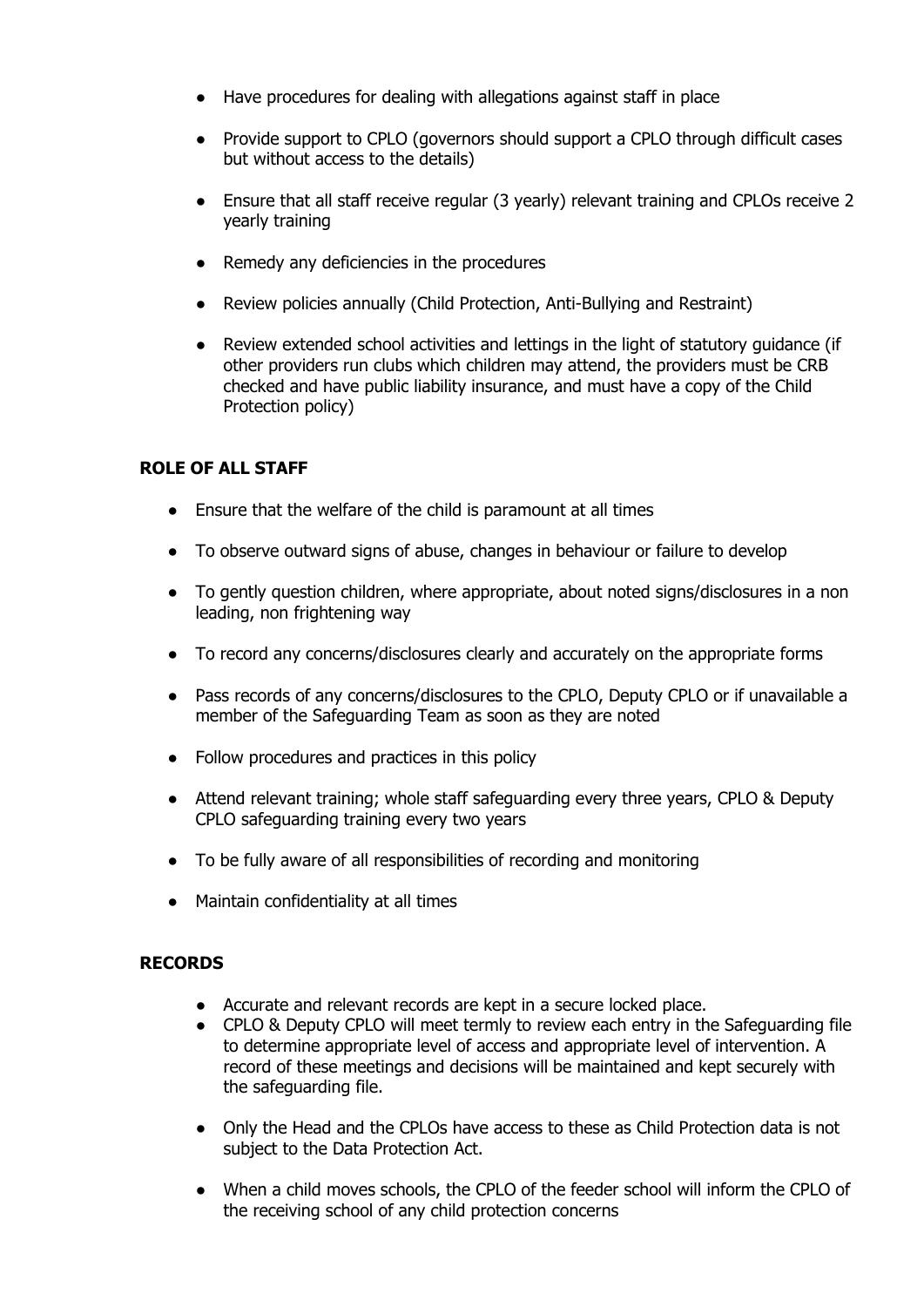- Have procedures for dealing with allegations against staff in place
- Provide support to CPLO (governors should support a CPLO through difficult cases but without access to the details)
- Ensure that all staff receive regular (3 yearly) relevant training and CPLOs receive 2 yearly training
- Remedy any deficiencies in the procedures
- Review policies annually (Child Protection, Anti-Bullying and Restraint)
- Review extended school activities and lettings in the light of statutory guidance (if other providers run clubs which children may attend, the providers must be CRB checked and have public liability insurance, and must have a copy of the Child Protection policy)

**ROLE OF ALL STAFF**

- Ensure that the welfare of the child is paramount at all times
- To observe outward signs of abuse, changes in behaviour or failure to develop
- To gently question children, where appropriate, about noted signs/disclosures in a non leading, non frightening way
- To record any concerns/disclosures clearly and accurately on the appropriate forms
- Pass records of any concerns/disclosures to the CPLO, Deputy CPLO or if unavailable a member of the Safeguarding Team as soon as they are noted
- Follow procedures and practices in this policy
- Attend relevant training; whole staff safeguarding every three years, CPLO & Deputy CPLO safeguarding training every two years
- To be fully aware of all responsibilities of recording and monitoring
- Maintain confidentiality at all times

**RECORDS**

- Accurate and relevant records are kept in a secure locked place.
- CPLO & Deputy CPLO will meet termly to review each entry in the Safeguarding file to determine appropriate level of access and appropriate level of intervention. A record of these meetings and decisions will be maintained and kept securely with the safeguarding file.
- Only the Head and the CPLOs have access to these as Child Protection data is not subject to the Data Protection Act.
- When a child moves schools, the CPLO of the feeder school will inform the CPLO of the receiving school of any child protection concerns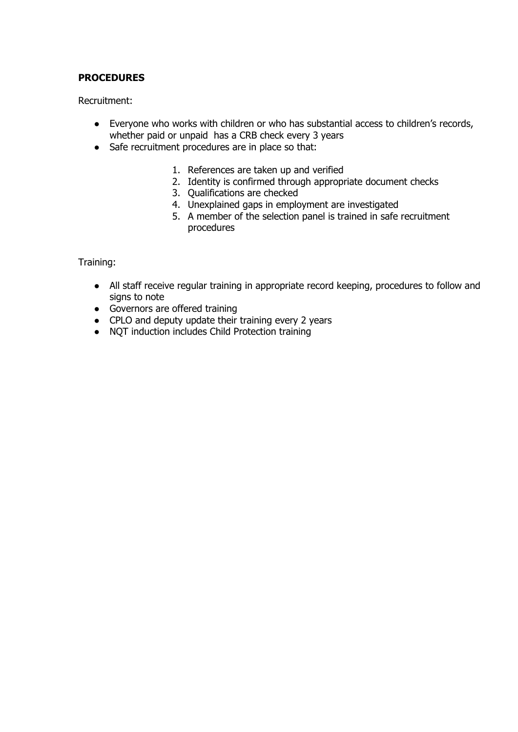**PROCEDURES**

Recruitment:

- Everyone who works with children or who has substantial access to children's records, whether paid or unpaid has a CRB check every 3 years
- Safe recruitment procedures are in place so that:

  1. References are taken up and verified
  2. Identity is confirmed through appropriate document checks
  3. Qualifications are checked
  4. Unexplained gaps in employment are investigated
  5. A member of the selection panel is trained in safe recruitment procedures

Training:

- All staff receive regular training in appropriate record keeping, procedures to follow and signs to note
- Governors are offered training
- CPLO and deputy update their training every 2 years
- NQT induction includes Child Protection training